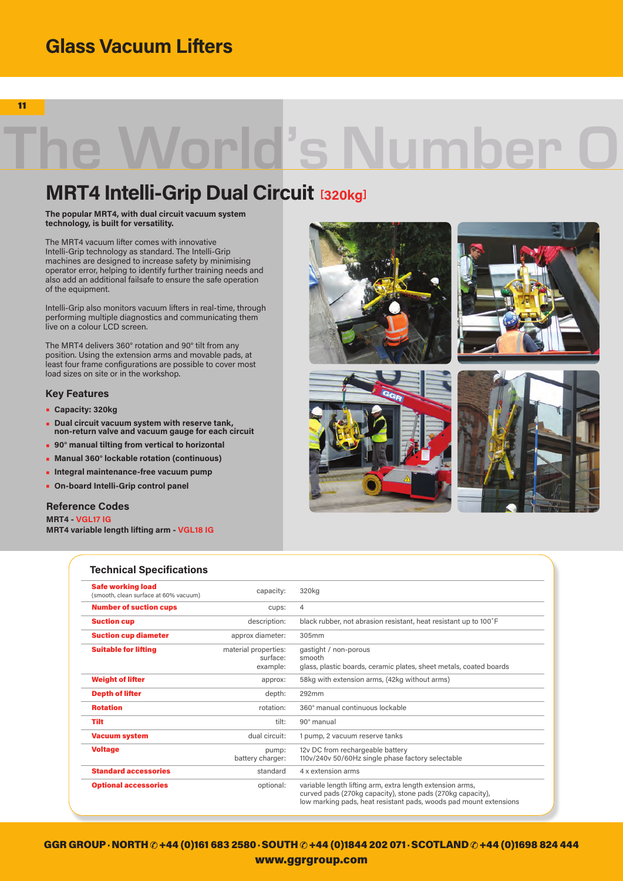# Glass Vacuum Lifters

The World's Number O

## MRT4 Intelli-Grip Dual Circuit [320kg]

**The popular MRT4, with dual circuit vacuum system technology, is built for versatility.**

The MRT4 vacuum lifter comes with innovative Intelli-Grip technology as standard. The Intelli-Grip machines are designed to increase safety by minimising operator error, helping to identify further training needs and also add an additional failsafe to ensure the safe operation of the equipment.

Intelli-Grip also monitors vacuum lifters in real-time, through performing multiple diagnostics and communicating them live on a colour LCD screen.

The MRT4 delivers 360° rotation and 90° tilt from any position. Using the extension arms and movable pads, at least four frame configurations are possible to cover most load sizes on site or in the workshop.

### Key Features

- **Capacity: 320kg**
- **Dual circuit vacuum system with reserve tank, non-return valve and vacuum gauge for each circuit**
- **90° manual tilting from vertical to horizontal**
- **Manual 360° lockable rotation (continuous)**
- **Integral maintenance-free vacuum pump**
- **On-board Intelli-Grip control panel**

### Reference Codes

**MRT4 - VGL17 IG**
**MRT4 variable length lifting arm - VGL18 IG**

### Technical Specifications

| | | |
|---|---|---|
| **Safe working load** (smooth, clean surface at 60% vacuum) | capacity: | 320kg |
| **Number of suction cups** | cups: | 4 |
| **Suction cup** | description: | black rubber, not abrasion resistant, heat resistant up to 100˚F |
| **Suction cup diameter** | approx diameter: | 305mm |
| **Suitable for lifting** | material properties:<br>surface:<br>example: | gastight / non-porous<br>smooth<br>glass, plastic boards, ceramic plates, sheet metals, coated boards |
| **Weight of lifter** | approx: | 58kg with extension arms, (42kg without arms) |
| **Depth of lifter** | depth: | 292mm |
| **Rotation** | rotation: | 360° manual continuous lockable |
| **Tilt** | tilt: | 90° manual |
| **Vacuum system** | dual circuit: | 1 pump, 2 vacuum reserve tanks |
| **Voltage** | pump:<br>battery charger: | 12v DC from rechargeable battery<br>110v/240v 50/60Hz single phase factory selectable |
| **Standard accessories** | standard | 4 x extension arms |
| **Optional accessories** | optional: | variable length lifting arm, extra length extension arms, curved pads (270kg capacity), stone pads (270kg capacity), low marking pads, heat resistant pads, woods pad mount extensions |

**GGR GROUP · NORTH ✆ +44 (0)161 683 2580 · SOUTH ✆ +44 (0)1844 202 071 · SCOTLAND ✆ +44 (0)1698 824 444**
**www.ggrgroup.com**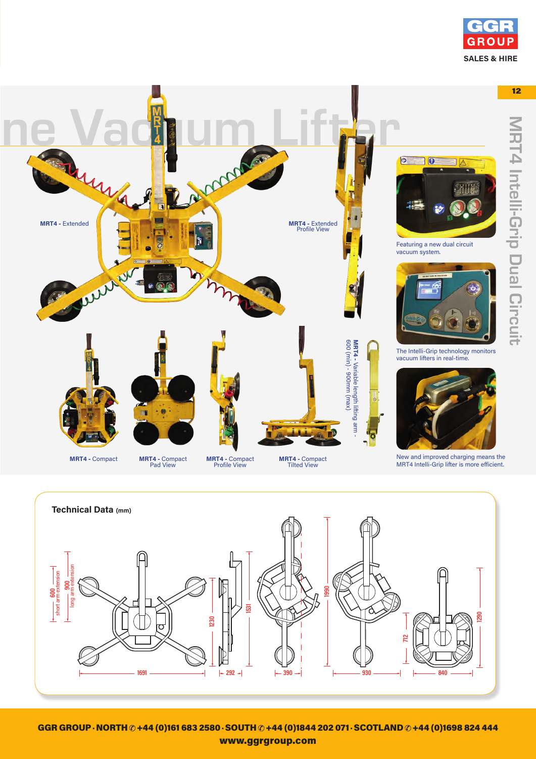# MRT4 Intelli-Grip Dual Circuit

ne Vacuum Lifter

**MRT4 -** Extended

**MRT4 -** Extended Profile View

Featuring a new dual circuit vacuum system.

The Intelli-Grip technology monitors vacuum lifters in real-time.

New and improved charging means the MRT4 Intelli-Grip lifter is more efficient.

**MRT4 -** Variable length lifting arm - 600 (min) - 900mm (max)

**MRT4 -** Compact

**MRT4 -** Compact Pad View

**MRT4 -** Compact Profile View

**MRT4 -** Compact Tilted View

## Technical Data (mm)

600 short arm extension

900 long arm extension

1691

1230

292

1531

390

1990

930

712

840

1290

**GGR GROUP · NORTH ✆ +44 (0)161 683 2580 · SOUTH ✆ +44 (0)1844 202 071 · SCOTLAND ✆ +44 (0)1698 824 444**

**www.ggrgroup.com**